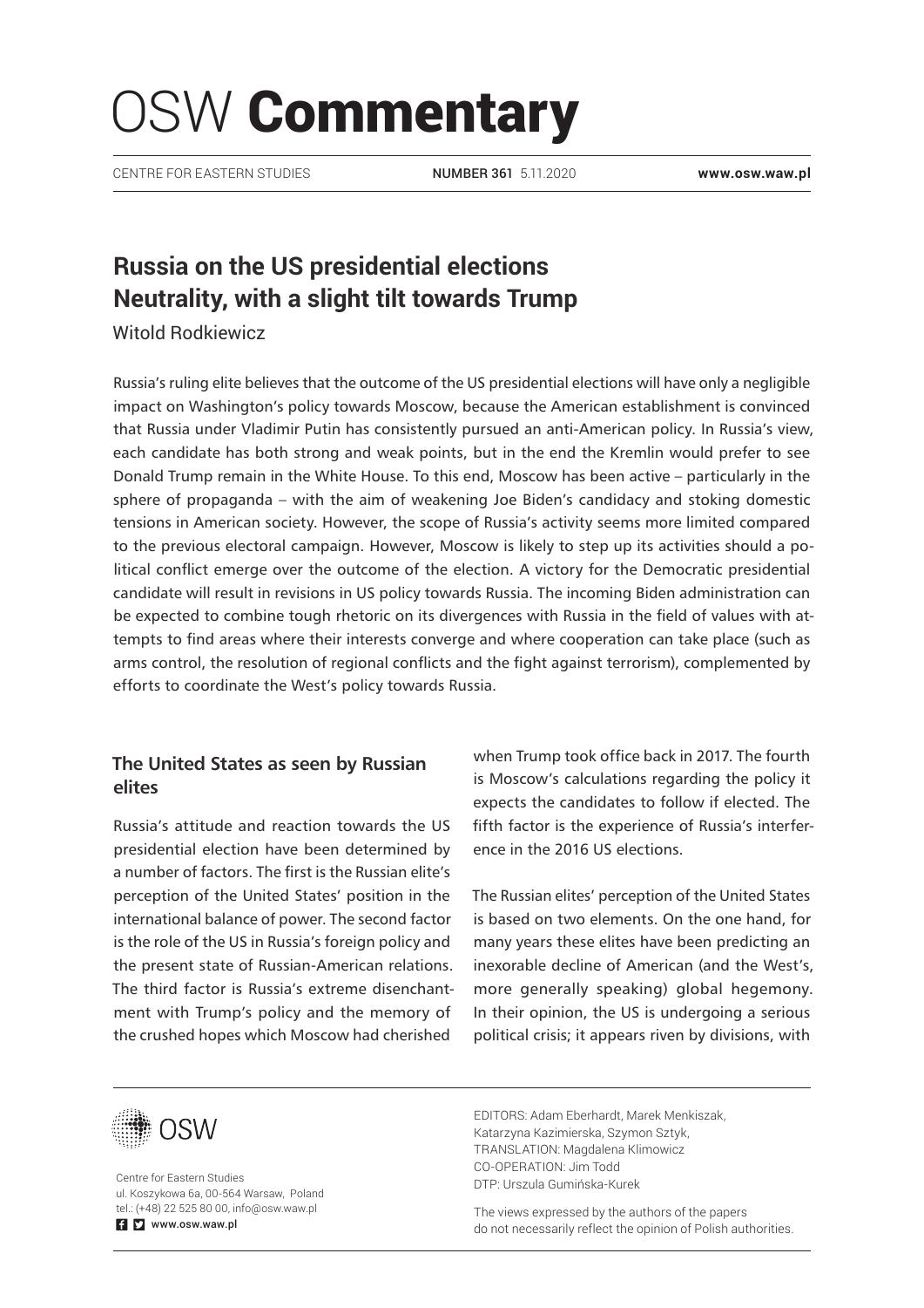# OSW Commentary

CENTRE FOR EASTERN STUDIES | NUMBER 361 5.11.2020 | www.osw.waw.pl

## Russia on the US presidential elections Neutrality, with a slight tilt towards Trump

Witold Rodkiewicz

Russia's ruling elite believes that the outcome of the US presidential elections will have only a negligible impact on Washington's policy towards Moscow, because the American establishment is convinced that Russia under Vladimir Putin has consistently pursued an anti-American policy. In Russia's view, each candidate has both strong and weak points, but in the end the Kremlin would prefer to see Donald Trump remain in the White House. To this end, Moscow has been active – particularly in the sphere of propaganda – with the aim of weakening Joe Biden's candidacy and stoking domestic tensions in American society. However, the scope of Russia's activity seems more limited compared to the previous electoral campaign. However, Moscow is likely to step up its activities should a political conflict emerge over the outcome of the election. A victory for the Democratic presidential candidate will result in revisions in US policy towards Russia. The incoming Biden administration can be expected to combine tough rhetoric on its divergences with Russia in the field of values with attempts to find areas where their interests converge and where cooperation can take place (such as arms control, the resolution of regional conflicts and the fight against terrorism), complemented by efforts to coordinate the West's policy towards Russia.

### The United States as seen by Russian elites

Russia's attitude and reaction towards the US presidential election have been determined by a number of factors. The first is the Russian elite's perception of the United States' position in the international balance of power. The second factor is the role of the US in Russia's foreign policy and the present state of Russian-American relations. The third factor is Russia's extreme disenchantment with Trump's policy and the memory of the crushed hopes which Moscow had cherished when Trump took office back in 2017. The fourth is Moscow's calculations regarding the policy it expects the candidates to follow if elected. The fifth factor is the experience of Russia's interference in the 2016 US elections.

The Russian elites' perception of the United States is based on two elements. On the one hand, for many years these elites have been predicting an inexorable decline of American (and the West's, more generally speaking) global hegemony. In their opinion, the US is undergoing a serious political crisis; it appears riven by divisions, with

Centre for Eastern Studies
ul. Koszykowa 6a, 00-564 Warsaw, Poland
tel.: (+48) 22 525 80 00, info@osw.waw.pl
www.osw.waw.pl

EDITORS: Adam Eberhardt, Marek Menkiszak, Katarzyna Kazimierska, Szymon Sztyk,
TRANSLATION: Magdalena Klimowicz
CO-OPERATION: Jim Todd
DTP: Urszula Gumińska-Kurek

The views expressed by the authors of the papers do not necessarily reflect the opinion of Polish authorities.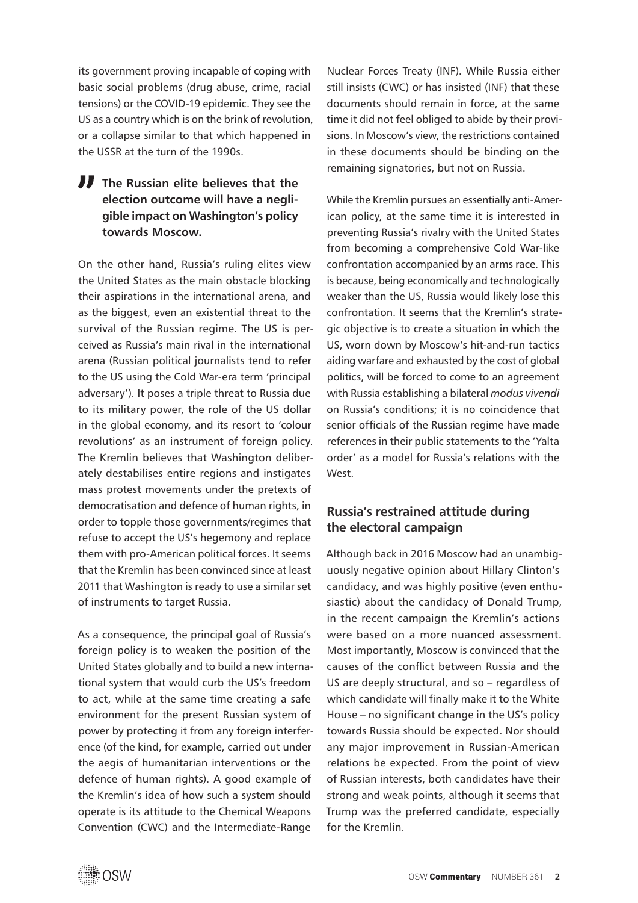its government proving incapable of coping with basic social problems (drug abuse, crime, racial tensions) or the COVID-19 epidemic. They see the US as a country which is on the brink of revolution, or a collapse similar to that which happened in the USSR at the turn of the 1990s.

> **The Russian elite believes that the election outcome will have a negligible impact on Washington's policy towards Moscow.**

On the other hand, Russia's ruling elites view the United States as the main obstacle blocking their aspirations in the international arena, and as the biggest, even an existential threat to the survival of the Russian regime. The US is perceived as Russia's main rival in the international arena (Russian political journalists tend to refer to the US using the Cold War-era term 'principal adversary'). It poses a triple threat to Russia due to its military power, the role of the US dollar in the global economy, and its resort to 'colour revolutions' as an instrument of foreign policy. The Kremlin believes that Washington deliberately destabilises entire regions and instigates mass protest movements under the pretexts of democratisation and defence of human rights, in order to topple those governments/regimes that refuse to accept the US's hegemony and replace them with pro-American political forces. It seems that the Kremlin has been convinced since at least 2011 that Washington is ready to use a similar set of instruments to target Russia.

As a consequence, the principal goal of Russia's foreign policy is to weaken the position of the United States globally and to build a new international system that would curb the US's freedom to act, while at the same time creating a safe environment for the present Russian system of power by protecting it from any foreign interference (of the kind, for example, carried out under the aegis of humanitarian interventions or the defence of human rights). A good example of the Kremlin's idea of how such a system should operate is its attitude to the Chemical Weapons Convention (CWC) and the Intermediate-Range Nuclear Forces Treaty (INF). While Russia either still insists (CWC) or has insisted (INF) that these documents should remain in force, at the same time it did not feel obliged to abide by their provisions. In Moscow's view, the restrictions contained in these documents should be binding on the remaining signatories, but not on Russia.

While the Kremlin pursues an essentially anti-American policy, at the same time it is interested in preventing Russia's rivalry with the United States from becoming a comprehensive Cold War-like confrontation accompanied by an arms race. This is because, being economically and technologically weaker than the US, Russia would likely lose this confrontation. It seems that the Kremlin's strategic objective is to create a situation in which the US, worn down by Moscow's hit-and-run tactics aiding warfare and exhausted by the cost of global politics, will be forced to come to an agreement with Russia establishing a bilateral *modus vivendi* on Russia's conditions; it is no coincidence that senior officials of the Russian regime have made references in their public statements to the 'Yalta order' as a model for Russia's relations with the West.

## Russia's restrained attitude during the electoral campaign

Although back in 2016 Moscow had an unambiguously negative opinion about Hillary Clinton's candidacy, and was highly positive (even enthusiastic) about the candidacy of Donald Trump, in the recent campaign the Kremlin's actions were based on a more nuanced assessment. Most importantly, Moscow is convinced that the causes of the conflict between Russia and the US are deeply structural, and so – regardless of which candidate will finally make it to the White House – no significant change in the US's policy towards Russia should be expected. Nor should any major improvement in Russian-American relations be expected. From the point of view of Russian interests, both candidates have their strong and weak points, although it seems that Trump was the preferred candidate, especially for the Kremlin.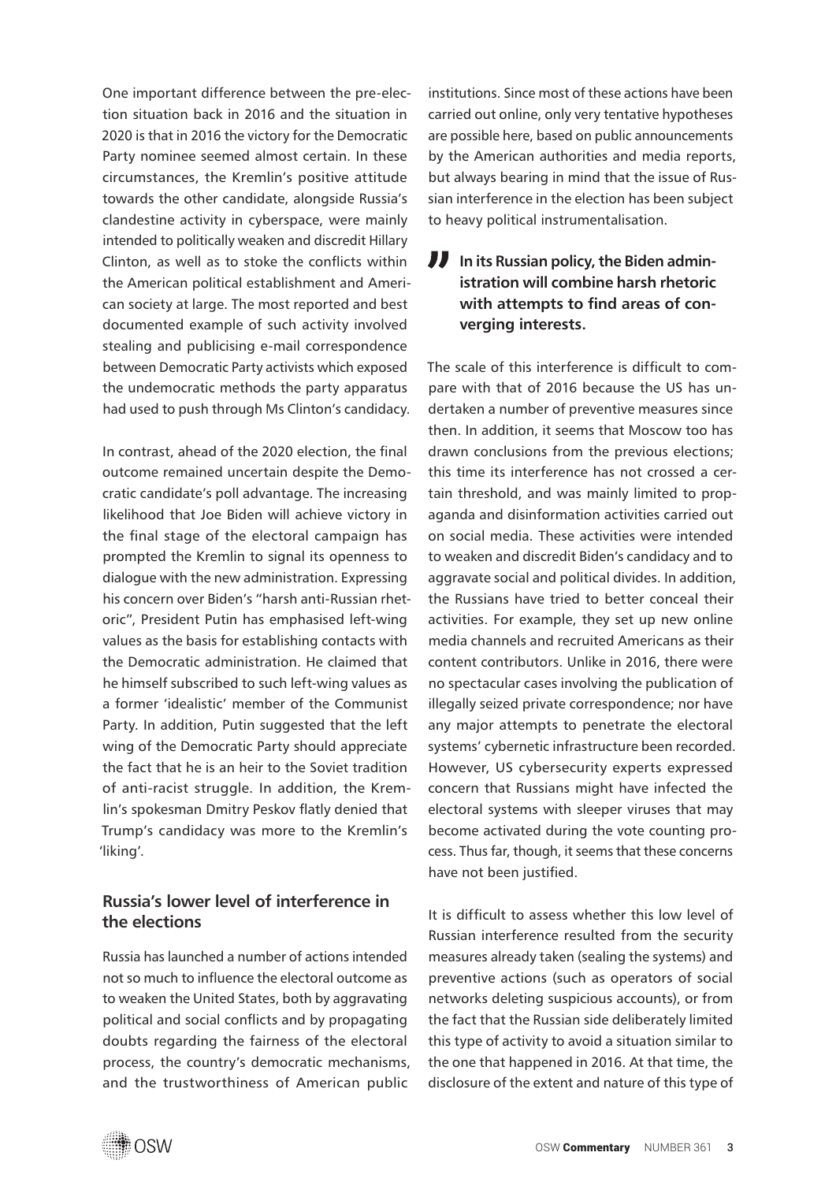One important difference between the pre-election situation back in 2016 and the situation in 2020 is that in 2016 the victory for the Democratic Party nominee seemed almost certain. In these circumstances, the Kremlin's positive attitude towards the other candidate, alongside Russia's clandestine activity in cyberspace, were mainly intended to politically weaken and discredit Hillary Clinton, as well as to stoke the conflicts within the American political establishment and American society at large. The most reported and best documented example of such activity involved stealing and publicising e-mail correspondence between Democratic Party activists which exposed the undemocratic methods the party apparatus had used to push through Ms Clinton's candidacy.

In contrast, ahead of the 2020 election, the final outcome remained uncertain despite the Democratic candidate's poll advantage. The increasing likelihood that Joe Biden will achieve victory in the final stage of the electoral campaign has prompted the Kremlin to signal its openness to dialogue with the new administration. Expressing his concern over Biden's "harsh anti-Russian rhetoric", President Putin has emphasised left-wing values as the basis for establishing contacts with the Democratic administration. He claimed that he himself subscribed to such left-wing values as a former 'idealistic' member of the Communist Party. In addition, Putin suggested that the left wing of the Democratic Party should appreciate the fact that he is an heir to the Soviet tradition of anti-racist struggle. In addition, the Kremlin's spokesman Dmitry Peskov flatly denied that Trump's candidacy was more to the Kremlin's 'liking'.

## Russia's lower level of interference in the elections

Russia has launched a number of actions intended not so much to influence the electoral outcome as to weaken the United States, both by aggravating political and social conflicts and by propagating doubts regarding the fairness of the electoral process, the country's democratic mechanisms, and the trustworthiness of American public institutions. Since most of these actions have been carried out online, only very tentative hypotheses are possible here, based on public announcements by the American authorities and media reports, but always bearing in mind that the issue of Russian interference in the election has been subject to heavy political instrumentalisation.

> **In its Russian policy, the Biden administration will combine harsh rhetoric with attempts to find areas of converging interests.**

The scale of this interference is difficult to compare with that of 2016 because the US has undertaken a number of preventive measures since then. In addition, it seems that Moscow too has drawn conclusions from the previous elections; this time its interference has not crossed a certain threshold, and was mainly limited to propaganda and disinformation activities carried out on social media. These activities were intended to weaken and discredit Biden's candidacy and to aggravate social and political divides. In addition, the Russians have tried to better conceal their activities. For example, they set up new online media channels and recruited Americans as their content contributors. Unlike in 2016, there were no spectacular cases involving the publication of illegally seized private correspondence; nor have any major attempts to penetrate the electoral systems' cybernetic infrastructure been recorded. However, US cybersecurity experts expressed concern that Russians might have infected the electoral systems with sleeper viruses that may become activated during the vote counting process. Thus far, though, it seems that these concerns have not been justified.

It is difficult to assess whether this low level of Russian interference resulted from the security measures already taken (sealing the systems) and preventive actions (such as operators of social networks deleting suspicious accounts), or from the fact that the Russian side deliberately limited this type of activity to avoid a situation similar to the one that happened in 2016. At that time, the disclosure of the extent and nature of this type of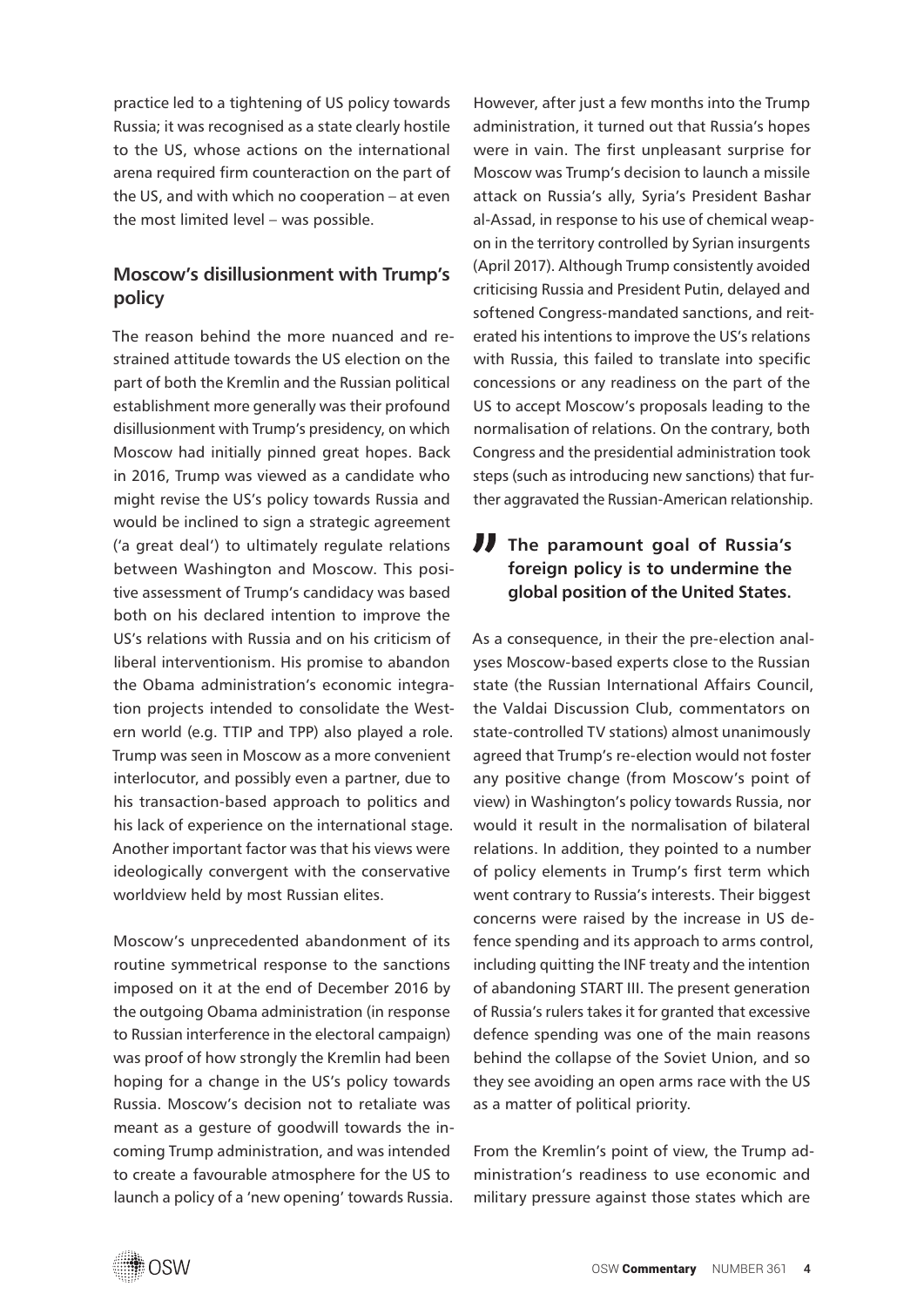practice led to a tightening of US policy towards Russia; it was recognised as a state clearly hostile to the US, whose actions on the international arena required firm counteraction on the part of the US, and with which no cooperation – at even the most limited level – was possible.

## Moscow's disillusionment with Trump's policy

The reason behind the more nuanced and restrained attitude towards the US election on the part of both the Kremlin and the Russian political establishment more generally was their profound disillusionment with Trump's presidency, on which Moscow had initially pinned great hopes. Back in 2016, Trump was viewed as a candidate who might revise the US's policy towards Russia and would be inclined to sign a strategic agreement ('a great deal') to ultimately regulate relations between Washington and Moscow. This positive assessment of Trump's candidacy was based both on his declared intention to improve the US's relations with Russia and on his criticism of liberal interventionism. His promise to abandon the Obama administration's economic integration projects intended to consolidate the Western world (e.g. TTIP and TPP) also played a role. Trump was seen in Moscow as a more convenient interlocutor, and possibly even a partner, due to his transaction-based approach to politics and his lack of experience on the international stage. Another important factor was that his views were ideologically convergent with the conservative worldview held by most Russian elites.

Moscow's unprecedented abandonment of its routine symmetrical response to the sanctions imposed on it at the end of December 2016 by the outgoing Obama administration (in response to Russian interference in the electoral campaign) was proof of how strongly the Kremlin had been hoping for a change in the US's policy towards Russia. Moscow's decision not to retaliate was meant as a gesture of goodwill towards the incoming Trump administration, and was intended to create a favourable atmosphere for the US to launch a policy of a 'new opening' towards Russia.

However, after just a few months into the Trump administration, it turned out that Russia's hopes were in vain. The first unpleasant surprise for Moscow was Trump's decision to launch a missile attack on Russia's ally, Syria's President Bashar al-Assad, in response to his use of chemical weapon in the territory controlled by Syrian insurgents (April 2017). Although Trump consistently avoided criticising Russia and President Putin, delayed and softened Congress-mandated sanctions, and reiterated his intentions to improve the US's relations with Russia, this failed to translate into specific concessions or any readiness on the part of the US to accept Moscow's proposals leading to the normalisation of relations. On the contrary, both Congress and the presidential administration took steps (such as introducing new sanctions) that further aggravated the Russian-American relationship.

> **The paramount goal of Russia's foreign policy is to undermine the global position of the United States.**

As a consequence, in their the pre-election analyses Moscow-based experts close to the Russian state (the Russian International Affairs Council, the Valdai Discussion Club, commentators on state-controlled TV stations) almost unanimously agreed that Trump's re-election would not foster any positive change (from Moscow's point of view) in Washington's policy towards Russia, nor would it result in the normalisation of bilateral relations. In addition, they pointed to a number of policy elements in Trump's first term which went contrary to Russia's interests. Their biggest concerns were raised by the increase in US defence spending and its approach to arms control, including quitting the INF treaty and the intention of abandoning START III. The present generation of Russia's rulers takes it for granted that excessive defence spending was one of the main reasons behind the collapse of the Soviet Union, and so they see avoiding an open arms race with the US as a matter of political priority.

From the Kremlin's point of view, the Trump administration's readiness to use economic and military pressure against those states which are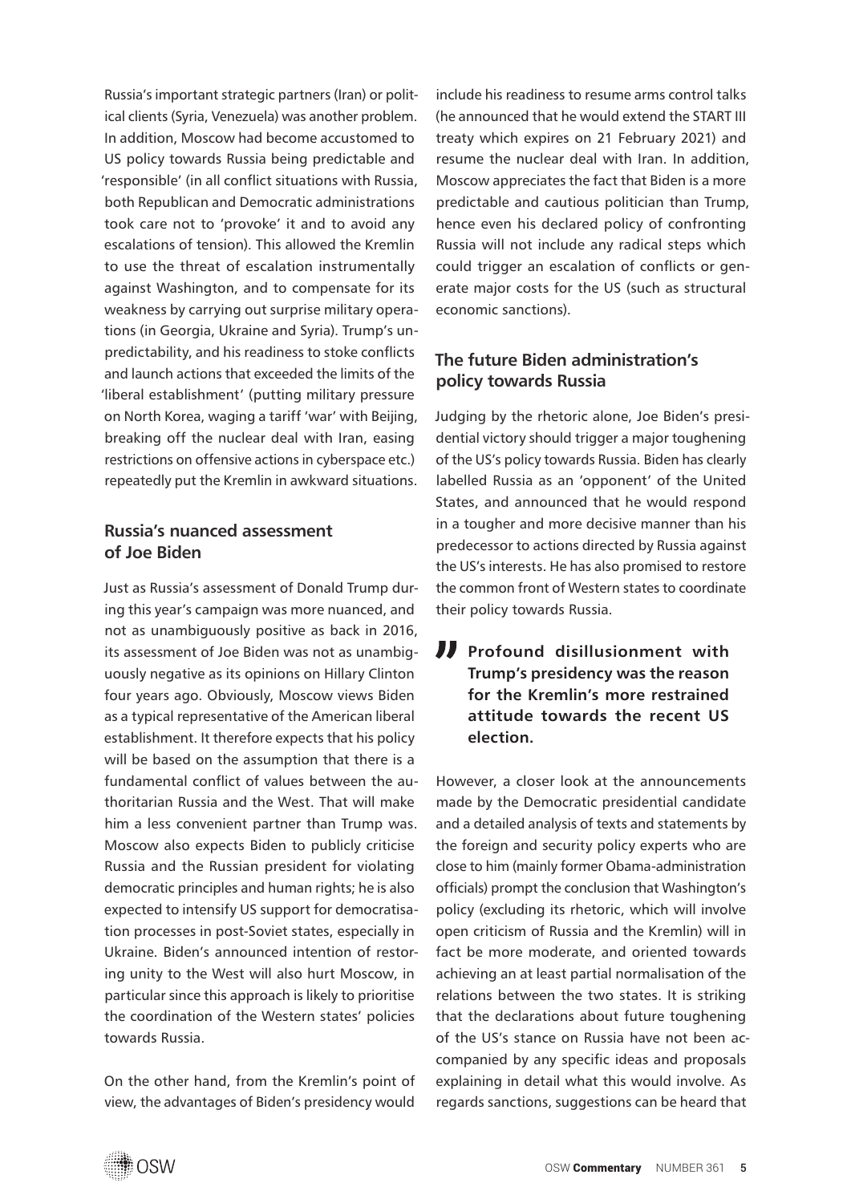Russia's important strategic partners (Iran) or political clients (Syria, Venezuela) was another problem. In addition, Moscow had become accustomed to US policy towards Russia being predictable and 'responsible' (in all conflict situations with Russia, both Republican and Democratic administrations took care not to 'provoke' it and to avoid any escalations of tension). This allowed the Kremlin to use the threat of escalation instrumentally against Washington, and to compensate for its weakness by carrying out surprise military operations (in Georgia, Ukraine and Syria). Trump's unpredictability, and his readiness to stoke conflicts and launch actions that exceeded the limits of the 'liberal establishment' (putting military pressure on North Korea, waging a tariff 'war' with Beijing, breaking off the nuclear deal with Iran, easing restrictions on offensive actions in cyberspace etc.) repeatedly put the Kremlin in awkward situations.

## Russia's nuanced assessment of Joe Biden

Just as Russia's assessment of Donald Trump during this year's campaign was more nuanced, and not as unambiguously positive as back in 2016, its assessment of Joe Biden was not as unambiguously negative as its opinions on Hillary Clinton four years ago. Obviously, Moscow views Biden as a typical representative of the American liberal establishment. It therefore expects that his policy will be based on the assumption that there is a fundamental conflict of values between the authoritarian Russia and the West. That will make him a less convenient partner than Trump was. Moscow also expects Biden to publicly criticise Russia and the Russian president for violating democratic principles and human rights; he is also expected to intensify US support for democratisation processes in post-Soviet states, especially in Ukraine. Biden's announced intention of restoring unity to the West will also hurt Moscow, in particular since this approach is likely to prioritise the coordination of the Western states' policies towards Russia.

On the other hand, from the Kremlin's point of view, the advantages of Biden's presidency would include his readiness to resume arms control talks (he announced that he would extend the START III treaty which expires on 21 February 2021) and resume the nuclear deal with Iran. In addition, Moscow appreciates the fact that Biden is a more predictable and cautious politician than Trump, hence even his declared policy of confronting Russia will not include any radical steps which could trigger an escalation of conflicts or generate major costs for the US (such as structural economic sanctions).

## The future Biden administration's policy towards Russia

Judging by the rhetoric alone, Joe Biden's presidential victory should trigger a major toughening of the US's policy towards Russia. Biden has clearly labelled Russia as an 'opponent' of the United States, and announced that he would respond in a tougher and more decisive manner than his predecessor to actions directed by Russia against the US's interests. He has also promised to restore the common front of Western states to coordinate their policy towards Russia.

> **Profound disillusionment with Trump's presidency was the reason for the Kremlin's more restrained attitude towards the recent US election.**

However, a closer look at the announcements made by the Democratic presidential candidate and a detailed analysis of texts and statements by the foreign and security policy experts who are close to him (mainly former Obama-administration officials) prompt the conclusion that Washington's policy (excluding its rhetoric, which will involve open criticism of Russia and the Kremlin) will in fact be more moderate, and oriented towards achieving an at least partial normalisation of the relations between the two states. It is striking that the declarations about future toughening of the US's stance on Russia have not been accompanied by any specific ideas and proposals explaining in detail what this would involve. As regards sanctions, suggestions can be heard that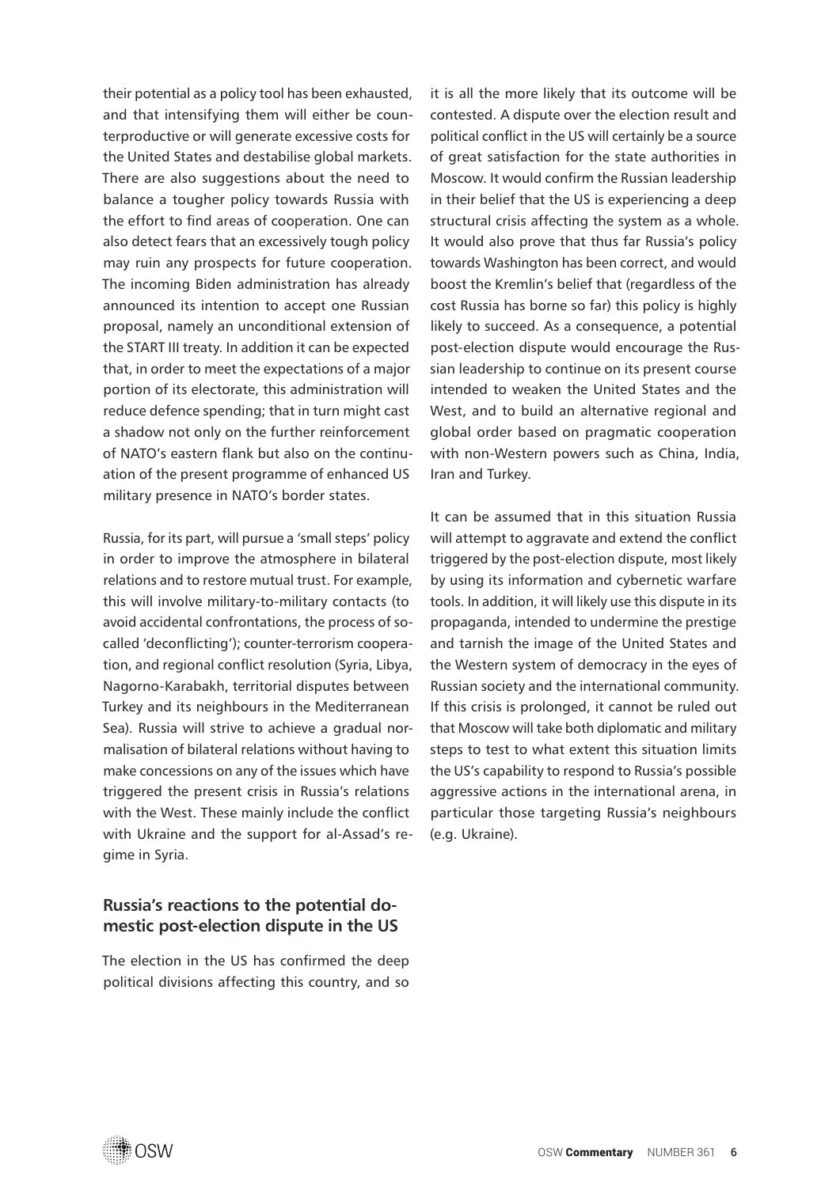their potential as a policy tool has been exhausted, and that intensifying them will either be counterproductive or will generate excessive costs for the United States and destabilise global markets. There are also suggestions about the need to balance a tougher policy towards Russia with the effort to find areas of cooperation. One can also detect fears that an excessively tough policy may ruin any prospects for future cooperation. The incoming Biden administration has already announced its intention to accept one Russian proposal, namely an unconditional extension of the START III treaty. In addition it can be expected that, in order to meet the expectations of a major portion of its electorate, this administration will reduce defence spending; that in turn might cast a shadow not only on the further reinforcement of NATO's eastern flank but also on the continuation of the present programme of enhanced US military presence in NATO's border states.

Russia, for its part, will pursue a 'small steps' policy in order to improve the atmosphere in bilateral relations and to restore mutual trust. For example, this will involve military-to-military contacts (to avoid accidental confrontations, the process of so-called 'deconflicting'); counter-terrorism cooperation, and regional conflict resolution (Syria, Libya, Nagorno-Karabakh, territorial disputes between Turkey and its neighbours in the Mediterranean Sea). Russia will strive to achieve a gradual normalisation of bilateral relations without having to make concessions on any of the issues which have triggered the present crisis in Russia's relations with the West. These mainly include the conflict with Ukraine and the support for al-Assad's regime in Syria.

## Russia's reactions to the potential domestic post-election dispute in the US

The election in the US has confirmed the deep political divisions affecting this country, and so it is all the more likely that its outcome will be contested. A dispute over the election result and political conflict in the US will certainly be a source of great satisfaction for the state authorities in Moscow. It would confirm the Russian leadership in their belief that the US is experiencing a deep structural crisis affecting the system as a whole. It would also prove that thus far Russia's policy towards Washington has been correct, and would boost the Kremlin's belief that (regardless of the cost Russia has borne so far) this policy is highly likely to succeed. As a consequence, a potential post-election dispute would encourage the Russian leadership to continue on its present course intended to weaken the United States and the West, and to build an alternative regional and global order based on pragmatic cooperation with non-Western powers such as China, India, Iran and Turkey.

It can be assumed that in this situation Russia will attempt to aggravate and extend the conflict triggered by the post-election dispute, most likely by using its information and cybernetic warfare tools. In addition, it will likely use this dispute in its propaganda, intended to undermine the prestige and tarnish the image of the United States and the Western system of democracy in the eyes of Russian society and the international community. If this crisis is prolonged, it cannot be ruled out that Moscow will take both diplomatic and military steps to test to what extent this situation limits the US's capability to respond to Russia's possible aggressive actions in the international arena, in particular those targeting Russia's neighbours (e.g. Ukraine).